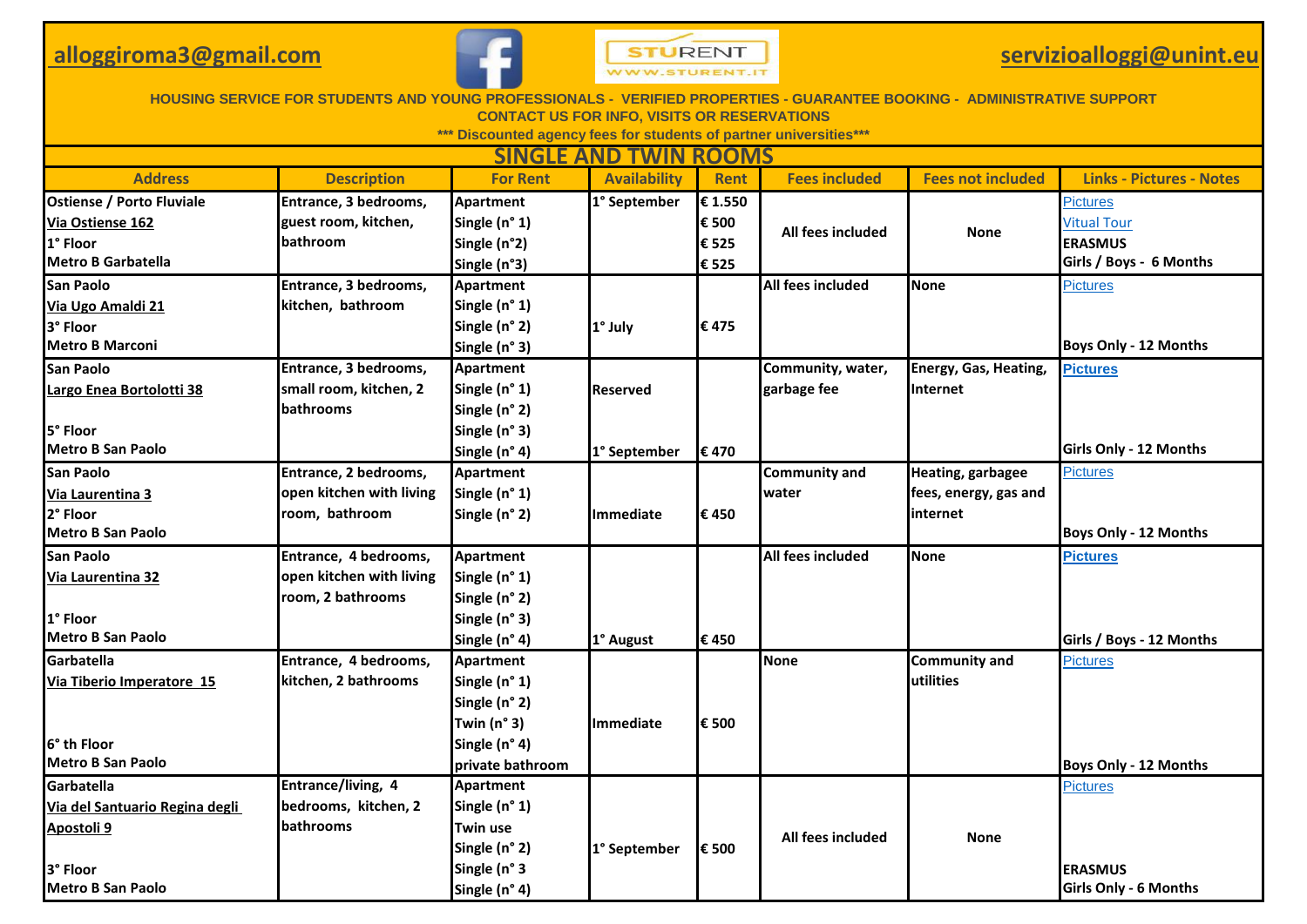alloggiroma3@gmail.com

STURENT WWW.STURENT.IT

servizioalloggi@unint.eu

**HOUSING SERVICE FOR STUDENTS AND YOUNG PROFESSIONALS - VERIFIED PROPERTIES - GUARANTEE BOOKING - ADMINISTRATIVE SUPPORT**
**CONTACT US FOR INFO, VISITS OR RESERVATIONS**
**\*\*\* Discounted agency fees for students of partner universities\*\*\***

## SINGLE AND TWIN ROOMS

| Address | Description | For Rent | Availability | Rent | Fees included | Fees not included | Links - Pictures - Notes |
|---|---|---|---|---|---|---|---|
| Ostiense / Porto Fluviale<br>Via Ostiense 162<br>1° Floor<br>Metro B Garbatella | Entrance, 3 bedrooms, guest room, kitchen, bathroom | Apartment<br>Single (n° 1)<br>Single (n°2)<br>Single (n°3) | 1° September | € 1.550<br>€ 500<br>€ 525<br>€ 525 | All fees included | None | Pictures<br>Vitual Tour<br>ERASMUS<br>Girls / Boys - 6 Months |
| San Paolo<br>Via Ugo Amaldi 21<br>3° Floor<br>Metro B Marconi | Entrance, 3 bedrooms, kitchen, bathroom | Apartment<br>Single (n° 1)<br>Single (n° 2)<br>Single (n° 3) | 1° July | € 475 | All fees included | None | Pictures<br>Boys Only - 12 Months |
| San Paolo<br>Largo Enea Bortolotti 38<br>5° Floor<br>Metro B San Paolo | Entrance, 3 bedrooms, small room, kitchen, 2 bathrooms | Apartment<br>Single (n° 1)<br>Single (n° 2)<br>Single (n° 3)<br>Single (n° 4) | Reserved<br><br><br>1° September | <br><br><br>€ 470 | Community, water, garbage fee | Energy, Gas, Heating, Internet | Pictures<br>Girls Only - 12 Months |
| San Paolo<br>Via Laurentina 3<br>2° Floor<br>Metro B San Paolo | Entrance, 2 bedrooms, open kitchen with living room, bathroom | Apartment<br>Single (n° 1)<br>Single (n° 2) | Immediate | € 450 | Community and water | Heating, garbagee fees, energy, gas and internet | Pictures<br>Boys Only - 12 Months |
| San Paolo<br>Via Laurentina 32<br>1° Floor<br>Metro B San Paolo | Entrance, 4 bedrooms, open kitchen with living room, 2 bathrooms | Apartment<br>Single (n° 1)<br>Single (n° 2)<br>Single (n° 3)<br>Single (n° 4) | 1° August | € 450 | All fees included | None | Pictures<br>Girls / Boys - 12 Months |
| Garbatella<br>Via Tiberio Imperatore 15<br>6° th Floor<br>Metro B San Paolo | Entrance, 4 bedrooms, kitchen, 2 bathrooms | Apartment<br>Single (n° 1)<br>Single (n° 2)<br>Twin (n° 3)<br>Single (n° 4)<br>private bathroom | Immediate | € 500 | None | Community and utilities | Pictures<br>Boys Only - 12 Months |
| Garbatella<br>Via del Santuario Regina degli Apostoli 9<br>3° Floor<br>Metro B San Paolo | Entrance/living, 4 bedrooms, kitchen, 2 bathrooms | Apartment<br>Single (n° 1)<br>Twin use<br>Single (n° 2)<br>Single (n° 3<br>Single (n° 4) | 1° September | € 500 | All fees included | None | Pictures<br>ERASMUS<br>Girls Only - 6 Months |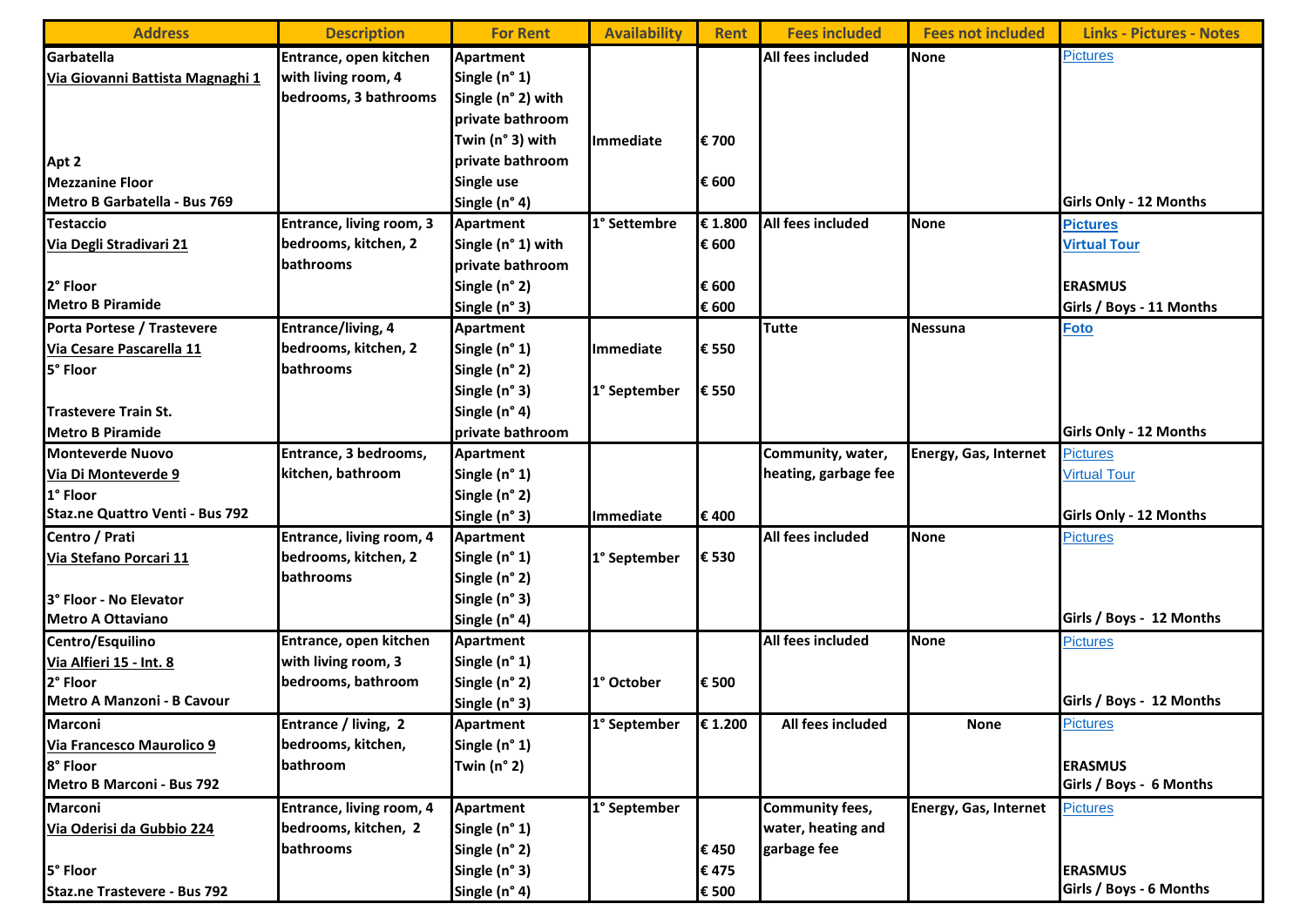| Address | Description | For Rent | Availability | Rent | Fees included | Fees not included | Links - Pictures - Notes |
|---|---|---|---|---|---|---|---|
| Garbatella<br>Via Giovanni Battista Magnaghi 1<br><br><br><br>Apt 2<br>Mezzanine Floor<br>Metro B Garbatella - Bus 769 | Entrance, open kitchen with living room, 4 bedrooms, 3 bathrooms | Apartment<br>Single (n° 1)<br>Single (n° 2) with private bathroom<br>Twin (n° 3) with private bathroom<br>Single use<br>Single (n° 4) | <br><br><br><br>Immediate | <br><br><br><br>€ 700<br><br>€ 600 | All fees included | None | Pictures<br><br><br><br><br><br><br>Girls Only - 12 Months |
| Testaccio<br>Via Degli Stradivari 21<br><br>2° Floor<br>Metro B Piramide | Entrance, living room, 3 bedrooms, kitchen, 2 bathrooms | Apartment<br>Single (n° 1) with private bathroom<br>Single (n° 2)<br>Single (n° 3) | 1° Settembre | € 1.800<br>€ 600<br><br>€ 600<br>€ 600 | All fees included | None | Pictures<br>Virtual Tour<br><br>ERASMUS<br>Girls / Boys - 11 Months |
| Porta Portese / Trastevere<br>Via Cesare Pascarella 11<br>5° Floor<br><br>Trastevere Train St.<br>Metro B Piramide | Entrance/living, 4 bedrooms, kitchen, 2 bathrooms | Apartment<br>Single (n° 1)<br>Single (n° 2)<br>Single (n° 3)<br>Single (n° 4)<br>private bathroom | <br>Immediate<br><br>1° September | <br>€ 550<br><br>€ 550 | Tutte | Nessuna | Foto<br><br><br><br><br>Girls Only - 12 Months |
| Monteverde Nuovo<br>Via Di Monteverde 9<br>1° Floor<br>Staz.ne Quattro Venti - Bus 792 | Entrance, 3 bedrooms, kitchen, bathroom | Apartment<br>Single (n° 1)<br>Single (n° 2)<br>Single (n° 3) | <br><br><br>Immediate | <br><br><br>€ 400 | Community, water, heating, garbage fee | Energy, Gas, Internet | Pictures<br>Virtual Tour<br><br>Girls Only - 12 Months |
| Centro / Prati<br>Via Stefano Porcari 11<br><br>3° Floor - No Elevator<br>Metro A Ottaviano | Entrance, living room, 4 bedrooms, kitchen, 2 bathrooms | Apartment<br>Single (n° 1)<br>Single (n° 2)<br>Single (n° 3)<br>Single (n° 4) | <br>1° September | <br>€ 530 | All fees included | None | Pictures<br><br><br><br>Girls / Boys - 12 Months |
| Centro/Esquilino<br>Via Alfieri 15 - Int. 8<br>2° Floor<br>Metro A Manzoni - B Cavour | Entrance, open kitchen with living room, 3 bedrooms, bathroom | Apartment<br>Single (n° 1)<br>Single (n° 2)<br>Single (n° 3) | <br><br>1° October | <br><br>€ 500 | All fees included | None | Pictures<br><br><br>Girls / Boys - 12 Months |
| Marconi<br>Via Francesco Maurolico 9<br>8° Floor<br>Metro B Marconi - Bus 792 | Entrance / living, 2 bedrooms, kitchen, bathroom | Apartment<br>Single (n° 1)<br>Twin (n° 2) | 1° September | € 1.200 | All fees included | None | Pictures<br><br>ERASMUS<br>Girls / Boys - 6 Months |
| Marconi<br>Via Oderisi da Gubbio 224<br><br>5° Floor<br>Staz.ne Trastevere - Bus 792 | Entrance, living room, 4 bedrooms, kitchen, 2 bathrooms | Apartment<br>Single (n° 1)<br>Single (n° 2)<br>Single (n° 3)<br>Single (n° 4) | 1° September | <br><br>€ 450<br>€ 475<br>€ 500 | Community fees, water, heating and garbage fee | Energy, Gas, Internet | Pictures<br><br><br>ERASMUS<br>Girls / Boys - 6 Months |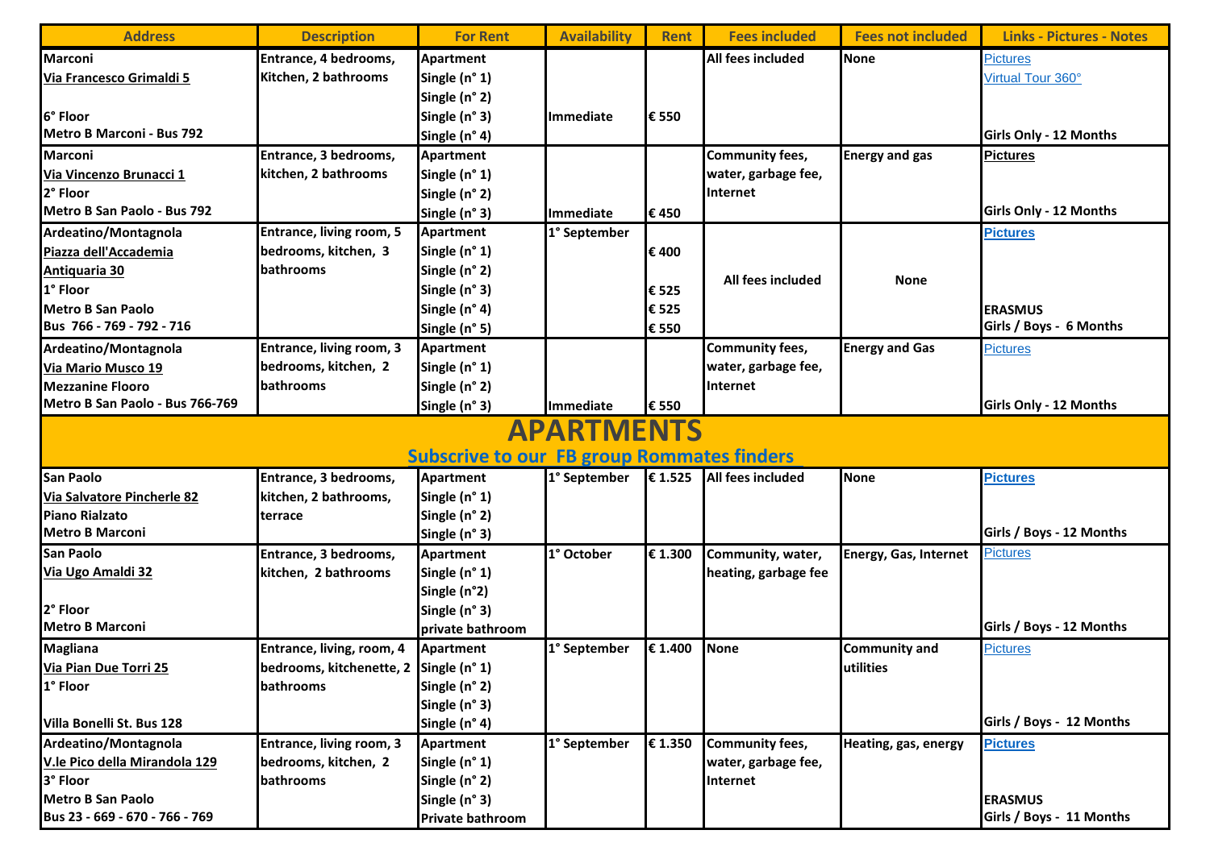| Address | Description | For Rent | Availability | Rent | Fees included | Fees not included | Links - Pictures - Notes |
|---|---|---|---|---|---|---|---|
| Marconi<br>Via Francesco Grimaldi 5<br><br>6° Floor<br>Metro B Marconi - Bus 792 | Entrance, 4 bedrooms, Kitchen, 2 bathrooms | Apartment<br>Single (n° 1)<br>Single (n° 2)<br>Single (n° 3)<br>Single (n° 4) | Immediate | € 550 | All fees included | None | Pictures<br>Virtual Tour 360°<br><br><br>Girls Only - 12 Months |
| Marconi<br>Via Vincenzo Brunacci 1<br>2° Floor<br>Metro B San Paolo - Bus 792 | Entrance, 3 bedrooms, kitchen, 2 bathrooms | Apartment<br>Single (n° 1)<br>Single (n° 2)<br>Single (n° 3) | Immediate | € 450 | Community fees, water, garbage fee, Internet | Energy and gas | Pictures<br><br><br>Girls Only - 12 Months |
| Ardeatino/Montagnola<br>Piazza dell'Accademia Antiquaria 30<br>1° Floor<br>Metro B San Paolo<br>Bus 766 - 769 - 792 - 716 | Entrance, living room, 5 bedrooms, kitchen, 3 bathrooms | Apartment<br>Single (n° 1)<br>Single (n° 2)<br>Single (n° 3)<br>Single (n° 4)<br>Single (n° 5) | 1° September | <br>€ 400<br><br>€ 525<br>€ 525<br>€ 550 | All fees included | None | Pictures<br><br><br><br>ERASMUS<br>Girls / Boys - 6 Months |
| Ardeatino/Montagnola<br>Via Mario Musco 19<br>Mezzanine Flooro<br>Metro B San Paolo - Bus 766-769 | Entrance, living room, 3 bedrooms, kitchen, 2 bathrooms | Apartment<br>Single (n° 1)<br>Single (n° 2)<br>Single (n° 3) | Immediate | € 550 | Community fees, water, garbage fee, Internet | Energy and Gas | Pictures<br><br><br>Girls Only - 12 Months |
| **APARTMENTS**<br>Subscrive to our FB group Rommates finders | | | | | | | |
| San Paolo<br>Via Salvatore Pincherle 82<br>Piano Rialzato<br>Metro B Marconi | Entrance, 3 bedrooms, kitchen, 2 bathrooms, terrace | Apartment<br>Single (n° 1)<br>Single (n° 2)<br>Single (n° 3) | 1° September | € 1.525 | All fees included | None | Pictures<br><br><br>Girls / Boys - 12 Months |
| San Paolo<br>Via Ugo Amaldi 32<br><br>2° Floor<br>Metro B Marconi | Entrance, 3 bedrooms, kitchen, 2 bathrooms | Apartment<br>Single (n° 1)<br>Single (n°2)<br>Single (n° 3)<br>private bathroom | 1° October | € 1.300 | Community, water, heating, garbage fee | Energy, Gas, Internet | Pictures<br><br><br><br>Girls / Boys - 12 Months |
| Magliana<br>Via Pian Due Torri 25<br>1° Floor<br><br>Villa Bonelli St. Bus 128 | Entrance, living, room, 4 bedrooms, kitchenette, 2 bathrooms | Apartment<br>Single (n° 1)<br>Single (n° 2)<br>Single (n° 3)<br>Single (n° 4) | 1° September | € 1.400 | None | Community and utilities | Pictures<br><br><br><br>Girls / Boys - 12 Months |
| Ardeatino/Montagnola<br>V.le Pico della Mirandola 129<br>3° Floor<br>Metro B San Paolo<br>Bus 23 - 669 - 670 - 766 - 769 | Entrance, living room, 3 bedrooms, kitchen, 2 bathrooms | Apartment<br>Single (n° 1)<br>Single (n° 2)<br>Single (n° 3)<br>Private bathroom | 1° September | € 1.350 | Community fees, water, garbage fee, Internet | Heating, gas, energy | Pictures<br><br><br>ERASMUS<br>Girls / Boys - 11 Months |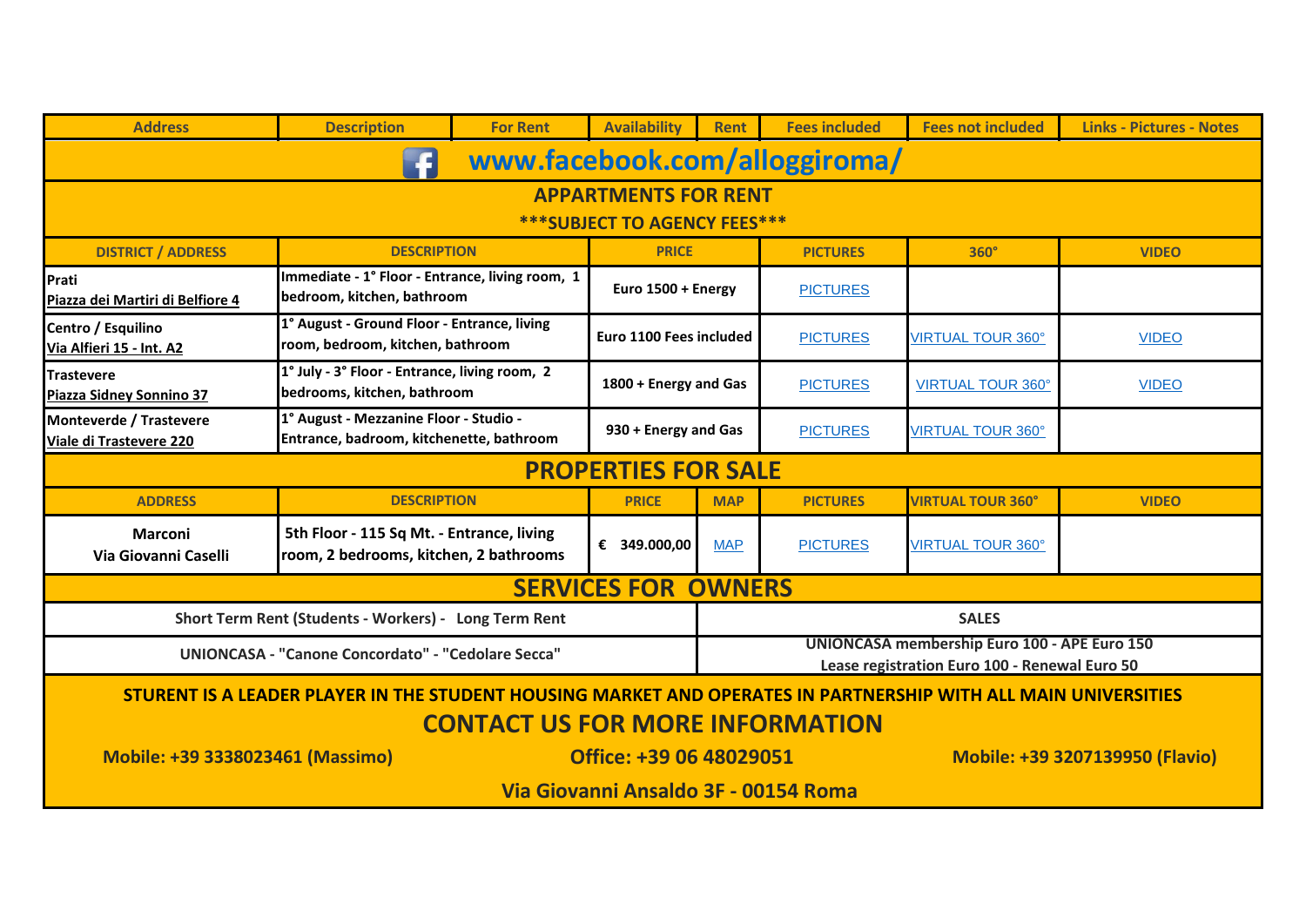| Address | Description | For Rent | Availability | Rent | Fees included | Fees not included | Links - Pictures - Notes |
|---|---|---|---|---|---|---|---|

## www.facebook.com/alloggiroma/

## APPARTMENTS FOR RENT

**\*\*\*SUBJECT TO AGENCY FEES\*\*\***

| DISTRICT / ADDRESS | DESCRIPTION | PRICE | PICTURES | 360° | VIDEO |
|---|---|---|---|---|---|
| Prati<br>Piazza dei Martiri di Belfiore 4 | Immediate - 1° Floor - Entrance, living room, 1 bedroom, kitchen, bathroom | Euro 1500 + Energy | PICTURES | | |
| Centro / Esquilino<br>Via Alfieri 15 - Int. A2 | 1° August - Ground Floor - Entrance, living room, bedroom, kitchen, bathroom | Euro 1100 Fees included | PICTURES | VIRTUAL TOUR 360° | VIDEO |
| Trastevere<br>Piazza Sidney Sonnino 37 | 1° July - 3° Floor - Entrance, living room, 2 bedrooms, kitchen, bathroom | 1800 + Energy and Gas | PICTURES | VIRTUAL TOUR 360° | VIDEO |
| Monteverde / Trastevere<br>Viale di Trastevere 220 | 1° August - Mezzanine Floor - Studio - Entrance, badroom, kitchenette, bathroom | 930 + Energy and Gas | PICTURES | VIRTUAL TOUR 360° | |

## PROPERTIES FOR SALE

| ADDRESS | DESCRIPTION | PRICE | MAP | PICTURES | VIRTUAL TOUR 360° | VIDEO |
|---|---|---|---|---|---|---|
| Marconi<br>Via Giovanni Caselli | 5th Floor - 115 Sq Mt. - Entrance, living room, 2 bedrooms, kitchen, 2 bathrooms | € 349.000,00 | MAP | PICTURES | VIRTUAL TOUR 360° | |

## SERVICES FOR OWNERS

| | |
|---|---|
| Short Term Rent (Students - Workers) - Long Term Rent | SALES |
| UNIONCASA - "Canone Concordato" - "Cedolare Secca" | UNIONCASA membership Euro 100 - APE Euro 150<br>Lease registration Euro 100 - Renewal Euro 50 |

**STURENT IS A LEADER PLAYER IN THE STUDENT HOUSING MARKET AND OPERATES IN PARTNERSHIP WITH ALL MAIN UNIVERSITIES**

## CONTACT US FOR MORE INFORMATION

**Mobile: +39 3338023461 (Massimo)**

**Office: +39 06 48029051**

**Mobile: +39 3207139950 (Flavio)**

**Via Giovanni Ansaldo 3F - 00154 Roma**